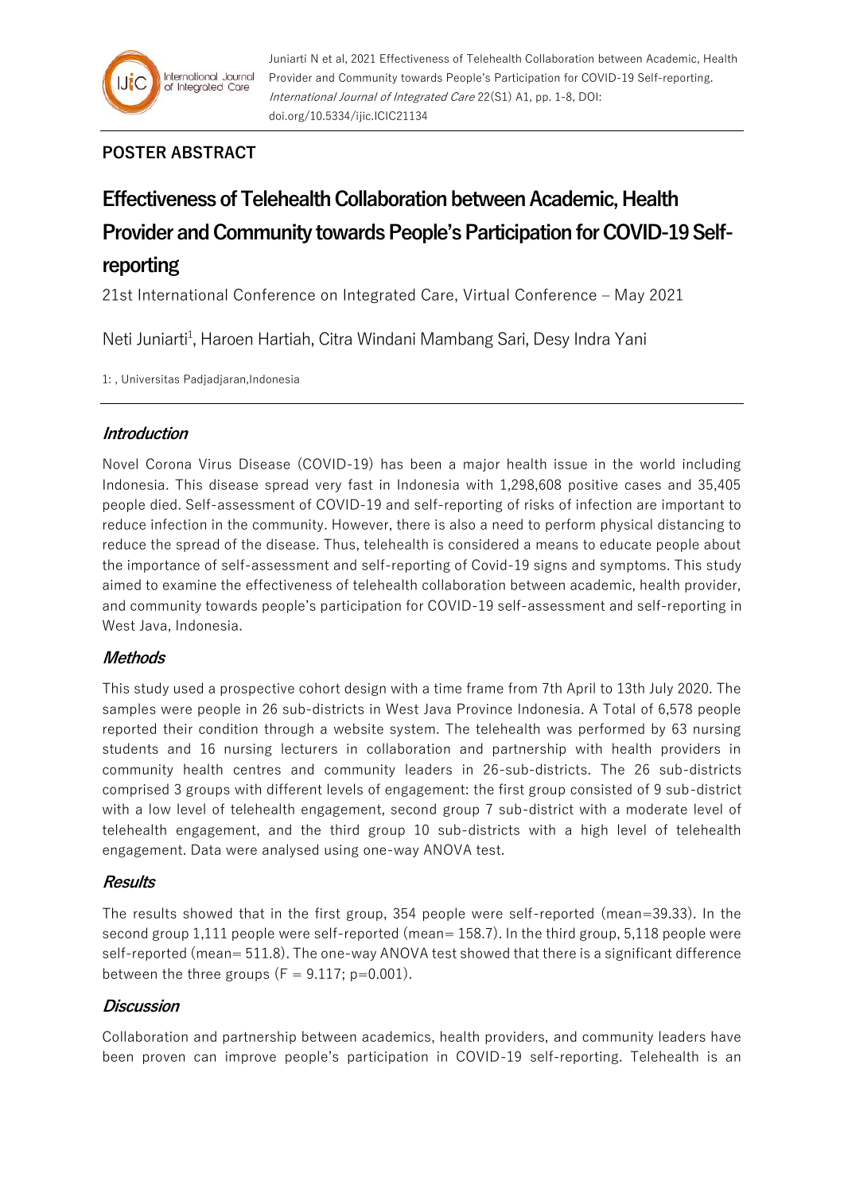## POSTER ABSTRACT

# Effectiveness of Telehealth Collaboration between Academic, Health Provider and Community towards People's Participation for COVID-19 Self-reporting

21st International Conference on Integrated Care, Virtual Conference – May 2021

Neti Juniarti[1], Haroen Hartiah, Citra Windani Mambang Sari, Desy Indra Yani

1: , Universitas Padjadjaran,Indonesia

### Introduction

Novel Corona Virus Disease (COVID-19) has been a major health issue in the world including Indonesia. This disease spread very fast in Indonesia with 1,298,608 positive cases and 35,405 people died. Self-assessment of COVID-19 and self-reporting of risks of infection are important to reduce infection in the community. However, there is also a need to perform physical distancing to reduce the spread of the disease. Thus, telehealth is considered a means to educate people about the importance of self-assessment and self-reporting of Covid-19 signs and symptoms. This study aimed to examine the effectiveness of telehealth collaboration between academic, health provider, and community towards people's participation for COVID-19 self-assessment and self-reporting in West Java, Indonesia.

### Methods

This study used a prospective cohort design with a time frame from 7th April to 13th July 2020. The samples were people in 26 sub-districts in West Java Province Indonesia. A Total of 6,578 people reported their condition through a website system. The telehealth was performed by 63 nursing students and 16 nursing lecturers in collaboration and partnership with health providers in community health centres and community leaders in 26-sub-districts. The 26 sub-districts comprised 3 groups with different levels of engagement: the first group consisted of 9 sub-district with a low level of telehealth engagement, second group 7 sub-district with a moderate level of telehealth engagement, and the third group 10 sub-districts with a high level of telehealth engagement. Data were analysed using one-way ANOVA test.

### Results

The results showed that in the first group, 354 people were self-reported (mean=39.33). In the second group 1,111 people were self-reported (mean= 158.7). In the third group, 5,118 people were self-reported (mean= 511.8). The one-way ANOVA test showed that there is a significant difference between the three groups ($F = 9.117$; $p=0.001$).

### Discussion

Collaboration and partnership between academics, health providers, and community leaders have been proven can improve people's participation in COVID-19 self-reporting. Telehealth is an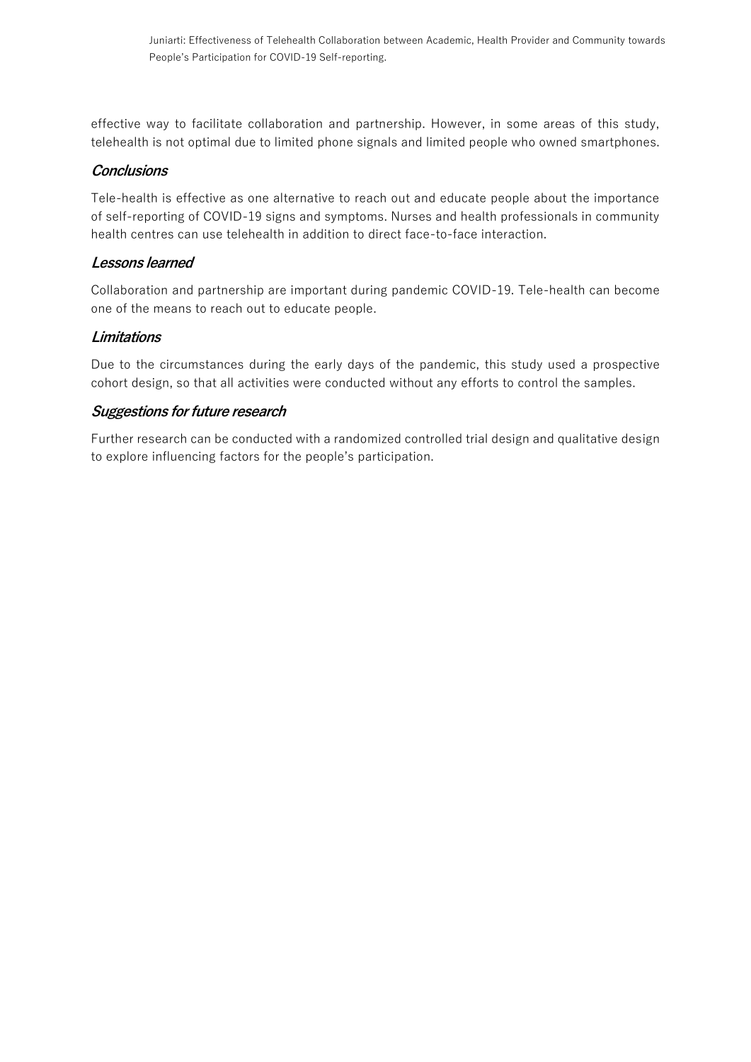effective way to facilitate collaboration and partnership. However, in some areas of this study, telehealth is not optimal due to limited phone signals and limited people who owned smartphones.

## *Conclusions*

Tele-health is effective as one alternative to reach out and educate people about the importance of self-reporting of COVID-19 signs and symptoms. Nurses and health professionals in community health centres can use telehealth in addition to direct face-to-face interaction.

## *Lessons learned*

Collaboration and partnership are important during pandemic COVID-19. Tele-health can become one of the means to reach out to educate people.

## *Limitations*

Due to the circumstances during the early days of the pandemic, this study used a prospective cohort design, so that all activities were conducted without any efforts to control the samples.

## *Suggestions for future research*

Further research can be conducted with a randomized controlled trial design and qualitative design to explore influencing factors for the people's participation.